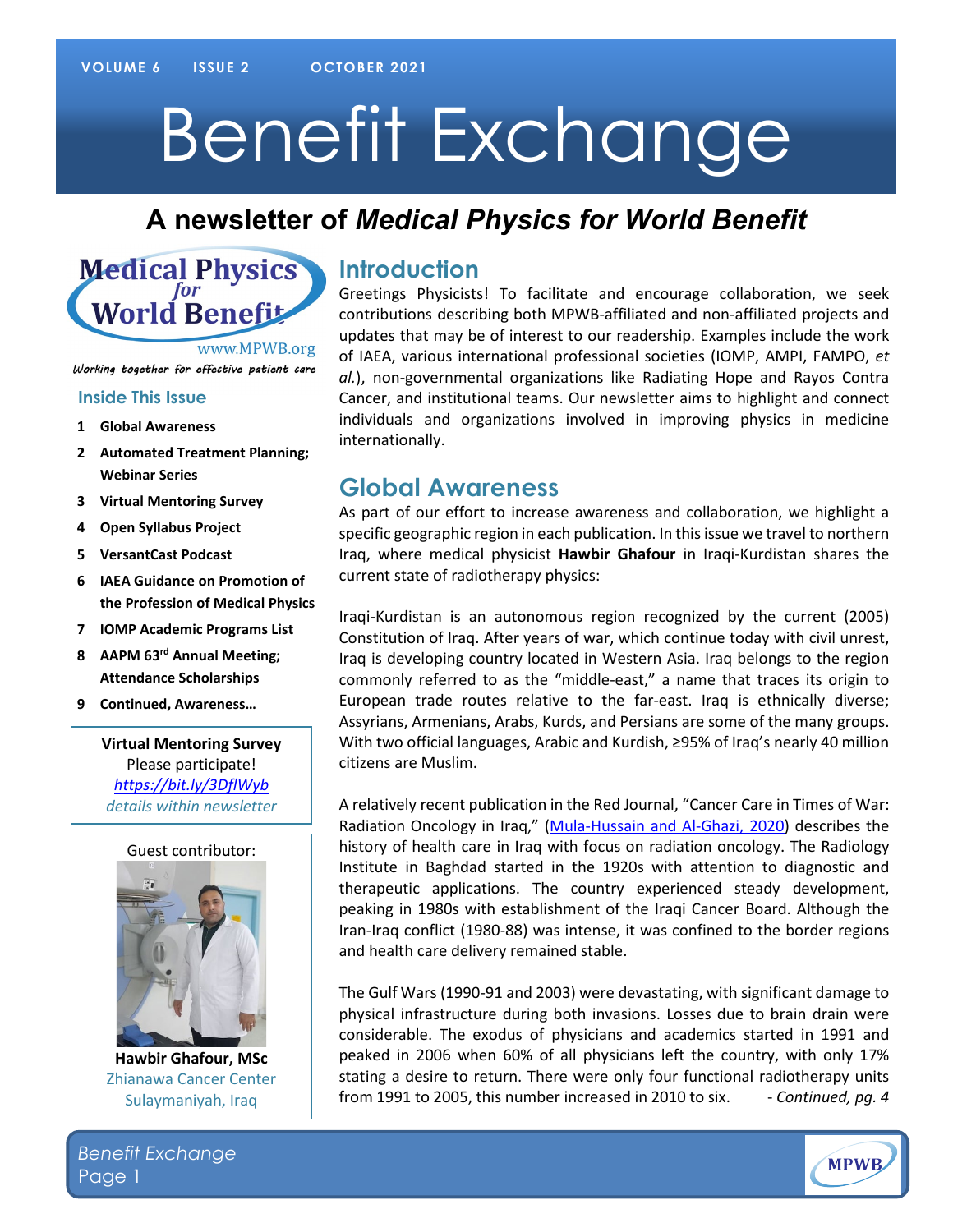# Benefit Exchange

## A newsletter of *Medical Physics for World Benefit*

www.MPWB.org

*Working together for effective patient care*

### Inside This Issue

1. Global Awareness
2. Automated Treatment Planning; Webinar Series
3. Virtual Mentoring Survey
4. Open Syllabus Project
5. VersantCast Podcast
6. IAEA Guidance on Promotion of the Profession of Medical Physics
7. IOMP Academic Programs List
8. AAPM 63rd Annual Meeting; Attendance Scholarships
9. Continued, Awareness…

**Virtual Mentoring Survey**
Please participate!
*https://bit.ly/3DflWyb*
*details within newsletter*

Guest contributor:

**Hawbir Ghafour, MSc**
Zhianawa Cancer Center
Sulaymaniyah, Iraq

## Introduction

Greetings Physicists! To facilitate and encourage collaboration, we seek contributions describing both MPWB-affiliated and non-affiliated projects and updates that may be of interest to our readership. Examples include the work of IAEA, various international professional societies (IOMP, AMPI, FAMPO, *et al.*), non-governmental organizations like Radiating Hope and Rayos Contra Cancer, and institutional teams. Our newsletter aims to highlight and connect individuals and organizations involved in improving physics in medicine internationally.

## Global Awareness

As part of our effort to increase awareness and collaboration, we highlight a specific geographic region in each publication. In this issue we travel to northern Iraq, where medical physicist **Hawbir Ghafour** in Iraqi-Kurdistan shares the current state of radiotherapy physics:

Iraqi-Kurdistan is an autonomous region recognized by the current (2005) Constitution of Iraq. After years of war, which continue today with civil unrest, Iraq is developing country located in Western Asia. Iraq belongs to the region commonly referred to as the "middle-east," a name that traces its origin to European trade routes relative to the far-east. Iraq is ethnically diverse; Assyrians, Armenians, Arabs, Kurds, and Persians are some of the many groups. With two official languages, Arabic and Kurdish, ≥95% of Iraq's nearly 40 million citizens are Muslim.

A relatively recent publication in the Red Journal, "Cancer Care in Times of War: Radiation Oncology in Iraq," (Mula-Hussain and Al-Ghazi, 2020) describes the history of health care in Iraq with focus on radiation oncology. The Radiology Institute in Baghdad started in the 1920s with attention to diagnostic and therapeutic applications. The country experienced steady development, peaking in 1980s with establishment of the Iraqi Cancer Board. Although the Iran-Iraq conflict (1980-88) was intense, it was confined to the border regions and health care delivery remained stable.

The Gulf Wars (1990-91 and 2003) were devastating, with significant damage to physical infrastructure during both invasions. Losses due to brain drain were considerable. The exodus of physicians and academics started in 1991 and peaked in 2006 when 60% of all physicians left the country, with only 17% stating a desire to return. There were only four functional radiotherapy units from 1991 to 2005, this number increased in 2010 to six. *- Continued, pg. 4*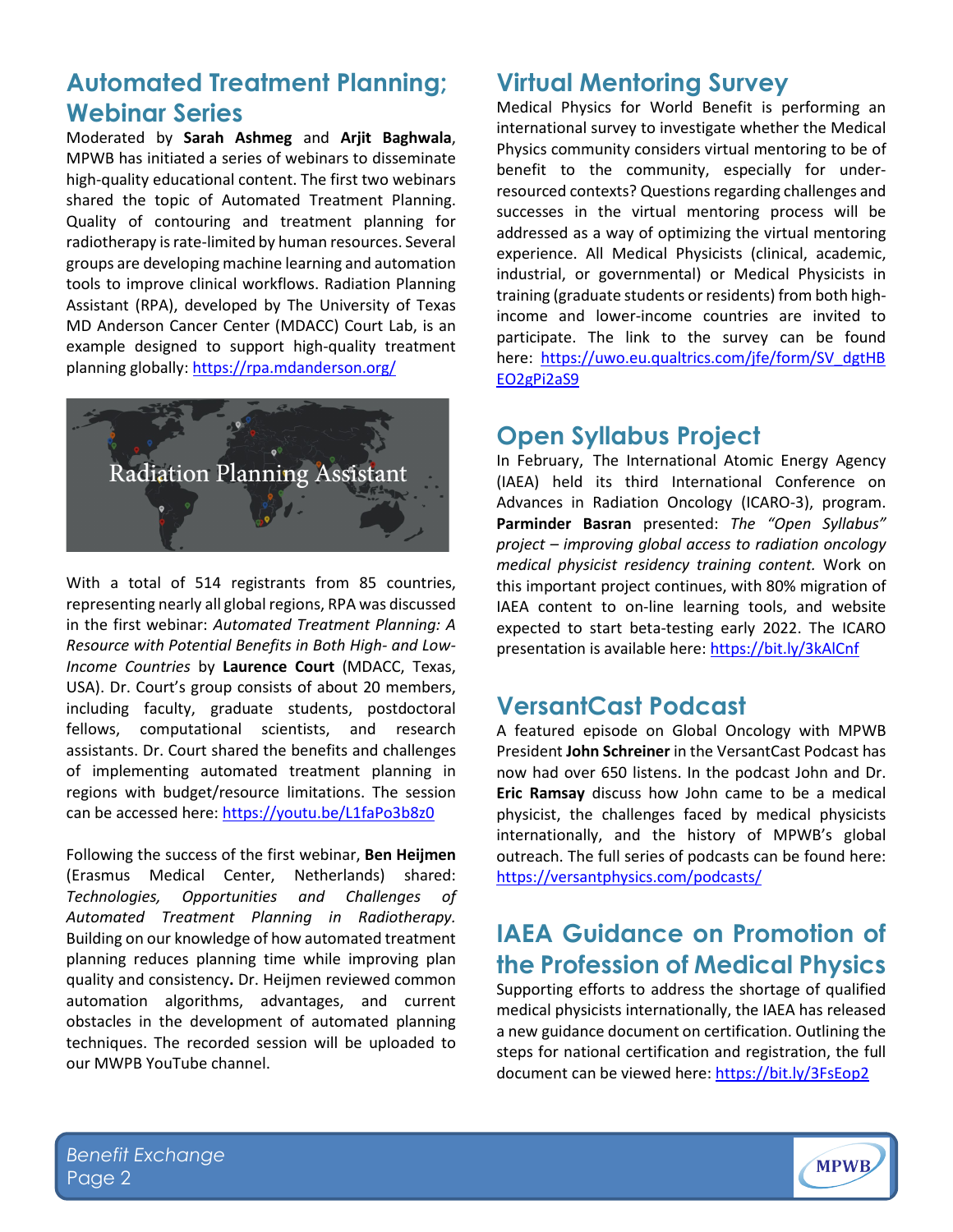## Automated Treatment Planning; Webinar Series

Moderated by **Sarah Ashmeg** and **Arjit Baghwala**, MPWB has initiated a series of webinars to disseminate high-quality educational content. The first two webinars shared the topic of Automated Treatment Planning. Quality of contouring and treatment planning for radiotherapy is rate-limited by human resources. Several groups are developing machine learning and automation tools to improve clinical workflows. Radiation Planning Assistant (RPA), developed by The University of Texas MD Anderson Cancer Center (MDACC) Court Lab, is an example designed to support high-quality treatment planning globally: https://rpa.mdanderson.org/

With a total of 514 registrants from 85 countries, representing nearly all global regions, RPA was discussed in the first webinar: *Automated Treatment Planning: A Resource with Potential Benefits in Both High- and Low-Income Countries* by **Laurence Court** (MDACC, Texas, USA). Dr. Court's group consists of about 20 members, including faculty, graduate students, postdoctoral fellows, computational scientists, and research assistants. Dr. Court shared the benefits and challenges of implementing automated treatment planning in regions with budget/resource limitations. The session can be accessed here: https://youtu.be/L1faPo3b8z0

Following the success of the first webinar, **Ben Heijmen** (Erasmus Medical Center, Netherlands) shared: *Technologies, Opportunities and Challenges of Automated Treatment Planning in Radiotherapy.* Building on our knowledge of how automated treatment planning reduces planning time while improving plan quality and consistency**.** Dr. Heijmen reviewed common automation algorithms, advantages, and current obstacles in the development of automated planning techniques. The recorded session will be uploaded to our MWPB YouTube channel.

## Virtual Mentoring Survey

Medical Physics for World Benefit is performing an international survey to investigate whether the Medical Physics community considers virtual mentoring to be of benefit to the community, especially for under-resourced contexts? Questions regarding challenges and successes in the virtual mentoring process will be addressed as a way of optimizing the virtual mentoring experience. All Medical Physicists (clinical, academic, industrial, or governmental) or Medical Physicists in training (graduate students or residents) from both high-income and lower-income countries are invited to participate. The link to the survey can be found here: https://uwo.eu.qualtrics.com/jfe/form/SV_dgtHBEO2gPi2aS9

## Open Syllabus Project

In February, The International Atomic Energy Agency (IAEA) held its third International Conference on Advances in Radiation Oncology (ICARO-3), program. **Parminder Basran** presented: *The "Open Syllabus" project – improving global access to radiation oncology medical physicist residency training content.* Work on this important project continues, with 80% migration of IAEA content to on-line learning tools, and website expected to start beta-testing early 2022. The ICARO presentation is available here: https://bit.ly/3kAlCnf

## VersantCast Podcast

A featured episode on Global Oncology with MPWB President **John Schreiner** in the VersantCast Podcast has now had over 650 listens. In the podcast John and Dr. **Eric Ramsay** discuss how John came to be a medical physicist, the challenges faced by medical physicists internationally, and the history of MPWB's global outreach. The full series of podcasts can be found here: https://versantphysics.com/podcasts/

## IAEA Guidance on Promotion of the Profession of Medical Physics

Supporting efforts to address the shortage of qualified medical physicists internationally, the IAEA has released a new guidance document on certification. Outlining the steps for national certification and registration, the full document can be viewed here: https://bit.ly/3FsEop2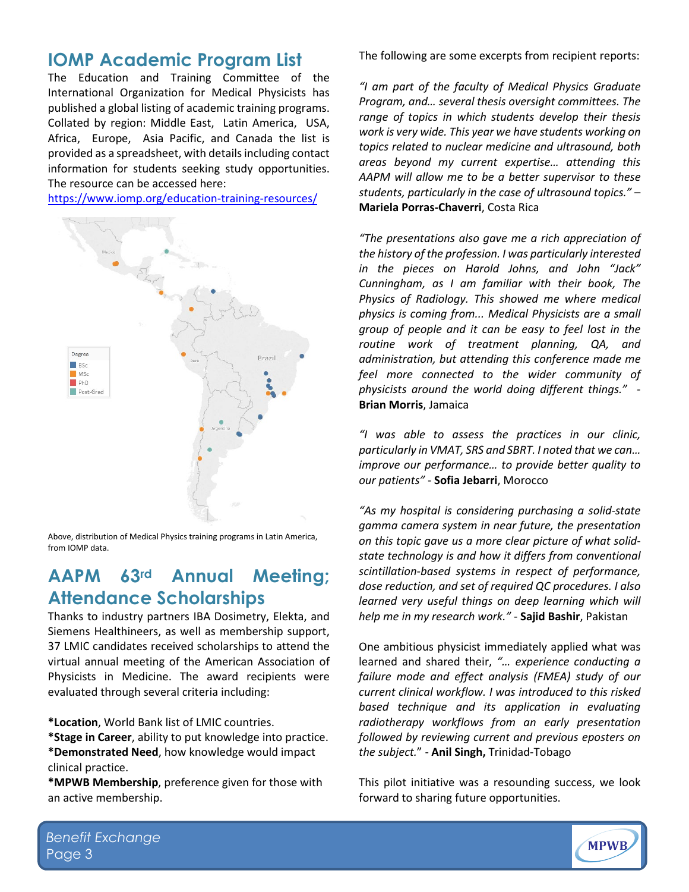## IOMP Academic Program List

The Education and Training Committee of the International Organization for Medical Physicists has published a global listing of academic training programs. Collated by region: Middle East, Latin America, USA, Africa, Europe, Asia Pacific, and Canada the list is provided as a spreadsheet, with details including contact information for students seeking study opportunities. The resource can be accessed here:
https://www.iomp.org/education-training-resources/

Above, distribution of Medical Physics training programs in Latin America, from IOMP data.

## AAPM 63rd Annual Meeting; Attendance Scholarships

Thanks to industry partners IBA Dosimetry, Elekta, and Siemens Healthineers, as well as membership support, 37 LMIC candidates received scholarships to attend the virtual annual meeting of the American Association of Physicists in Medicine. The award recipients were evaluated through several criteria including:

***Location**, World Bank list of LMIC countries.
***Stage in Career**, ability to put knowledge into practice.
***Demonstrated Need**, how knowledge would impact clinical practice.
***MPWB Membership**, preference given for those with an active membership.

The following are some excerpts from recipient reports:

*"I am part of the faculty of Medical Physics Graduate Program, and… several thesis oversight committees. The range of topics in which students develop their thesis work is very wide. This year we have students working on topics related to nuclear medicine and ultrasound, both areas beyond my current expertise… attending this AAPM will allow me to be a better supervisor to these students, particularly in the case of ultrasound topics."* – **Mariela Porras-Chaverri**, Costa Rica

*"The presentations also gave me a rich appreciation of the history of the profession. I was particularly interested in the pieces on Harold Johns, and John "Jack" Cunningham, as I am familiar with their book, The Physics of Radiology. This showed me where medical physics is coming from... Medical Physicists are a small group of people and it can be easy to feel lost in the routine work of treatment planning, QA, and administration, but attending this conference made me feel more connected to the wider community of physicists around the world doing different things."* - **Brian Morris**, Jamaica

*"I was able to assess the practices in our clinic, particularly in VMAT, SRS and SBRT. I noted that we can… improve our performance… to provide better quality to our patients"* - **Sofia Jebarri**, Morocco

*"As my hospital is considering purchasing a solid-state gamma camera system in near future, the presentation on this topic gave us a more clear picture of what solid-state technology is and how it differs from conventional scintillation-based systems in respect of performance, dose reduction, and set of required QC procedures. I also learned very useful things on deep learning which will help me in my research work."* - **Sajid Bashir**, Pakistan

One ambitious physicist immediately applied what was learned and shared their, *"… experience conducting a failure mode and effect analysis (FMEA) study of our current clinical workflow. I was introduced to this risked based technique and its application in evaluating radiotherapy workflows from an early presentation followed by reviewing current and previous eposters on the subject."* - **Anil Singh,** Trinidad-Tobago

This pilot initiative was a resounding success, we look forward to sharing future opportunities.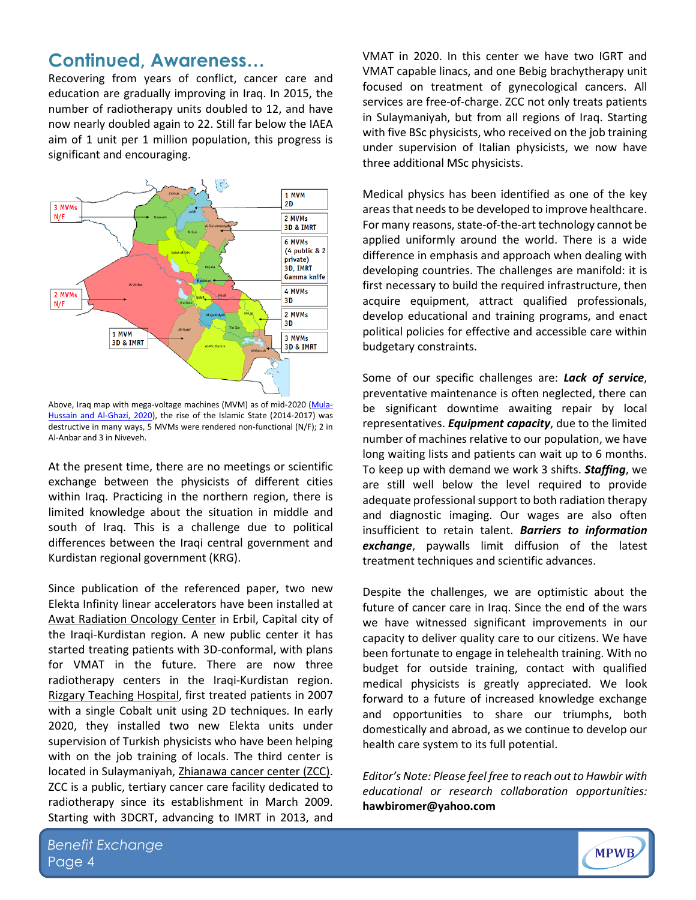## Continued, Awareness…

Recovering from years of conflict, cancer care and education are gradually improving in Iraq. In 2015, the number of radiotherapy units doubled to 12, and have now nearly doubled again to 22. Still far below the IAEA aim of 1 unit per 1 million population, this progress is significant and encouraging.

3 MVMs
N/F

2 MVMs
N/F

1 MVM
3D & IMRT

1 MVM
2D

2 MVMs
3D & IMRT

6 MVMs
(4 public & 2 private)
3D, IMRT
Gamma knife

4 MVMs
3D

2 MVMs
3D

3 MVMs
3D & IMRT

Above, Iraq map with mega-voltage machines (MVM) as of mid-2020 (Mula-Hussain and Al-Ghazi, 2020), the rise of the Islamic State (2014-2017) was destructive in many ways, 5 MVMs were rendered non-functional (N/F); 2 in Al-Anbar and 3 in Niveveh.

At the present time, there are no meetings or scientific exchange between the physicists of different cities within Iraq. Practicing in the northern region, there is limited knowledge about the situation in middle and south of Iraq. This is a challenge due to political differences between the Iraqi central government and Kurdistan regional government (KRG).

Since publication of the referenced paper, two new Elekta Infinity linear accelerators have been installed at Awat Radiation Oncology Center in Erbil, Capital city of the Iraqi-Kurdistan region. A new public center it has started treating patients with 3D-conformal, with plans for VMAT in the future. There are now three radiotherapy centers in the Iraqi-Kurdistan region. Rizgary Teaching Hospital, first treated patients in 2007 with a single Cobalt unit using 2D techniques. In early 2020, they installed two new Elekta units under supervision of Turkish physicists who have been helping with on the job training of locals. The third center is located in Sulaymaniyah, Zhianawa cancer center (ZCC). ZCC is a public, tertiary cancer care facility dedicated to radiotherapy since its establishment in March 2009. Starting with 3DCRT, advancing to IMRT in 2013, and VMAT in 2020. In this center we have two IGRT and VMAT capable linacs, and one Bebig brachytherapy unit focused on treatment of gynecological cancers. All services are free-of-charge. ZCC not only treats patients in Sulaymaniyah, but from all regions of Iraq. Starting with five BSc physicists, who received on the job training under supervision of Italian physicists, we now have three additional MSc physicists.

Medical physics has been identified as one of the key areas that needs to be developed to improve healthcare. For many reasons, state-of-the-art technology cannot be applied uniformly around the world. There is a wide difference in emphasis and approach when dealing with developing countries. The challenges are manifold: it is first necessary to build the required infrastructure, then acquire equipment, attract qualified professionals, develop educational and training programs, and enact political policies for effective and accessible care within budgetary constraints.

Some of our specific challenges are: ***Lack of service***, preventative maintenance is often neglected, there can be significant downtime awaiting repair by local representatives. ***Equipment capacity***, due to the limited number of machines relative to our population, we have long waiting lists and patients can wait up to 6 months. To keep up with demand we work 3 shifts. ***Staffing***, we are still well below the level required to provide adequate professional support to both radiation therapy and diagnostic imaging. Our wages are also often insufficient to retain talent. ***Barriers to information exchange***, paywalls limit diffusion of the latest treatment techniques and scientific advances.

Despite the challenges, we are optimistic about the future of cancer care in Iraq. Since the end of the wars we have witnessed significant improvements in our capacity to deliver quality care to our citizens. We have been fortunate to engage in telehealth training. With no budget for outside training, contact with qualified medical physicists is greatly appreciated. We look forward to a future of increased knowledge exchange and opportunities to share our triumphs, both domestically and abroad, as we continue to develop our health care system to its full potential.

*Editor's Note: Please feel free to reach out to Hawbir with educational or research collaboration opportunities:* **hawbiromer@yahoo.com**